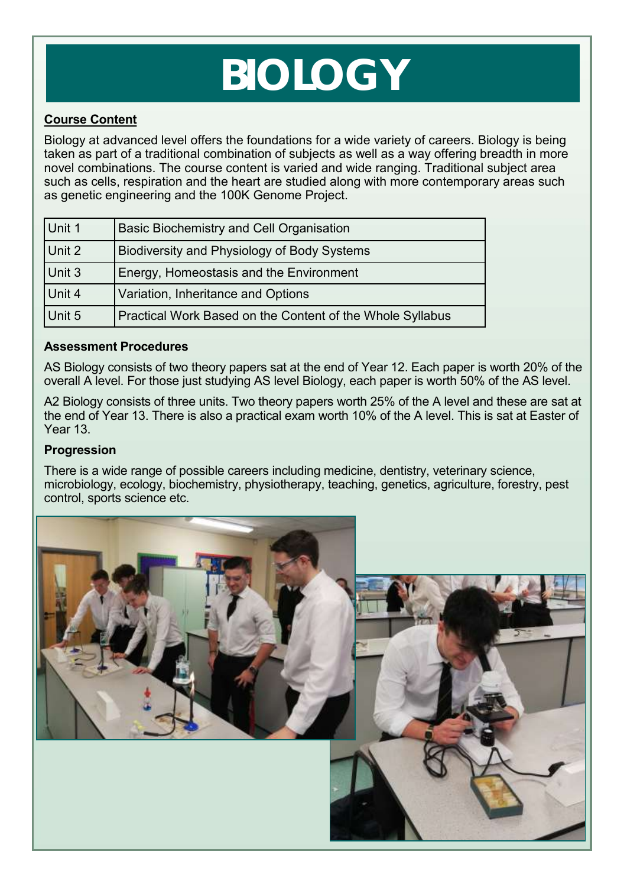# BIOLOGY

**Course Content**

Biology at advanced level offers the foundations for a wide variety of careers. Biology is being taken as part of a traditional combination of subjects as well as a way offering breadth in more novel combinations. The course content is varied and wide ranging. Traditional subject area such as cells, respiration and the heart are studied along with more contemporary areas such as genetic engineering and the 100K Genome Project.

| Unit | Content |
|---|---|
| Unit 1 | Basic Biochemistry and Cell Organisation |
| Unit 2 | Biodiversity and Physiology of Body Systems |
| Unit 3 | Energy, Homeostasis and the Environment |
| Unit 4 | Variation, Inheritance and Options |
| Unit 5 | Practical Work Based on the Content of the Whole Syllabus |

**Assessment Procedures**

AS Biology consists of two theory papers sat at the end of Year 12. Each paper is worth 20% of the overall A level. For those just studying AS level Biology, each paper is worth 50% of the AS level.

A2 Biology consists of three units. Two theory papers worth 25% of the A level and these are sat at the end of Year 13. There is also a practical exam worth 10% of the A level. This is sat at Easter of Year 13.

**Progression**

There is a wide range of possible careers including medicine, dentistry, veterinary science, microbiology, ecology, biochemistry, physiotherapy, teaching, genetics, agriculture, forestry, pest control, sports science etc.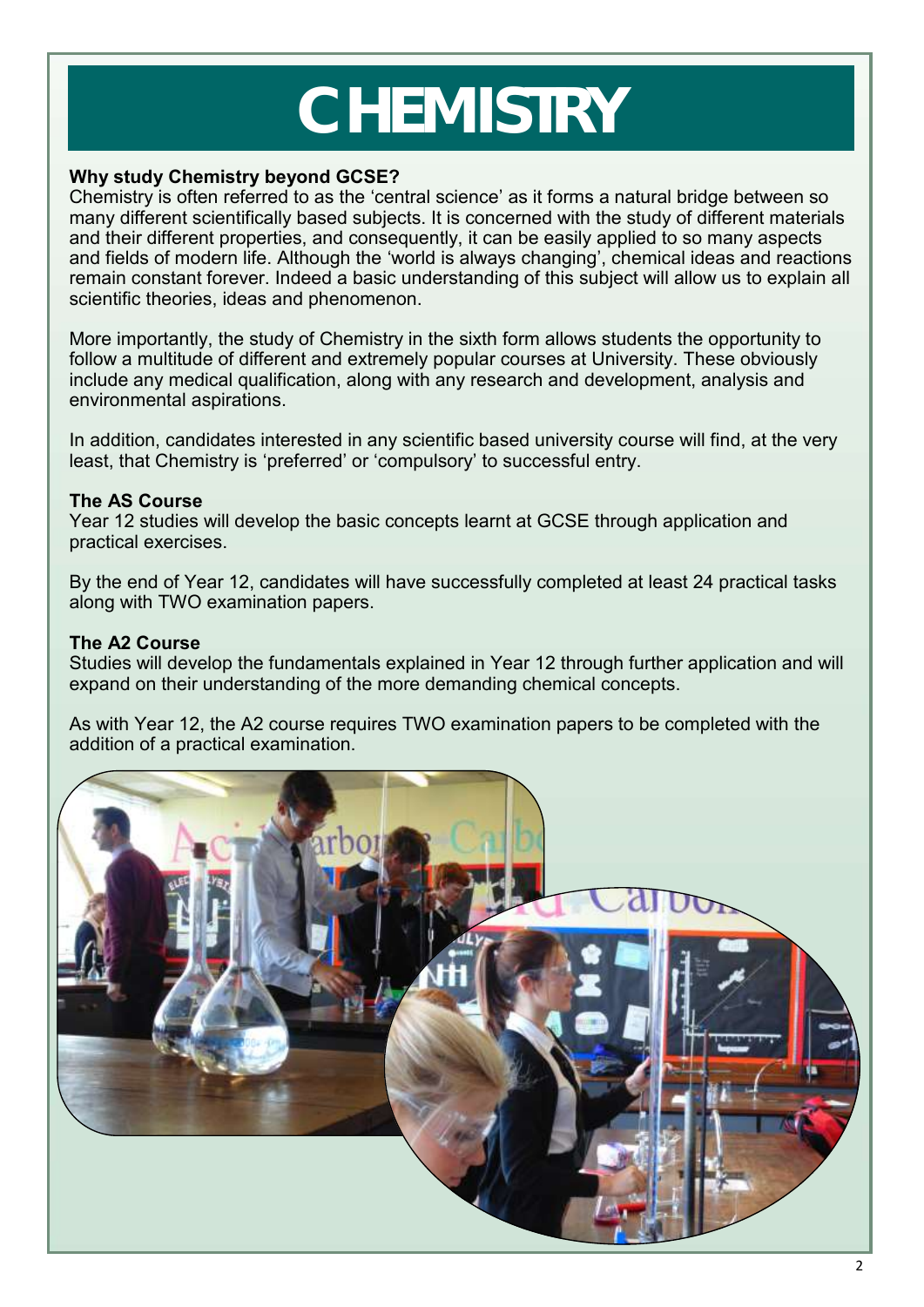# CHEMISTRY

**Why study Chemistry beyond GCSE?**
Chemistry is often referred to as the 'central science' as it forms a natural bridge between so many different scientifically based subjects. It is concerned with the study of different materials and their different properties, and consequently, it can be easily applied to so many aspects and fields of modern life. Although the 'world is always changing', chemical ideas and reactions remain constant forever. Indeed a basic understanding of this subject will allow us to explain all scientific theories, ideas and phenomenon.

More importantly, the study of Chemistry in the sixth form allows students the opportunity to follow a multitude of different and extremely popular courses at University. These obviously include any medical qualification, along with any research and development, analysis and environmental aspirations.

In addition, candidates interested in any scientific based university course will find, at the very least, that Chemistry is 'preferred' or 'compulsory' to successful entry.

**The AS Course**
Year 12 studies will develop the basic concepts learnt at GCSE through application and practical exercises.

By the end of Year 12, candidates will have successfully completed at least 24 practical tasks along with TWO examination papers.

**The A2 Course**
Studies will develop the fundamentals explained in Year 12 through further application and will expand on their understanding of the more demanding chemical concepts.

As with Year 12, the A2 course requires TWO examination papers to be completed with the addition of a practical examination.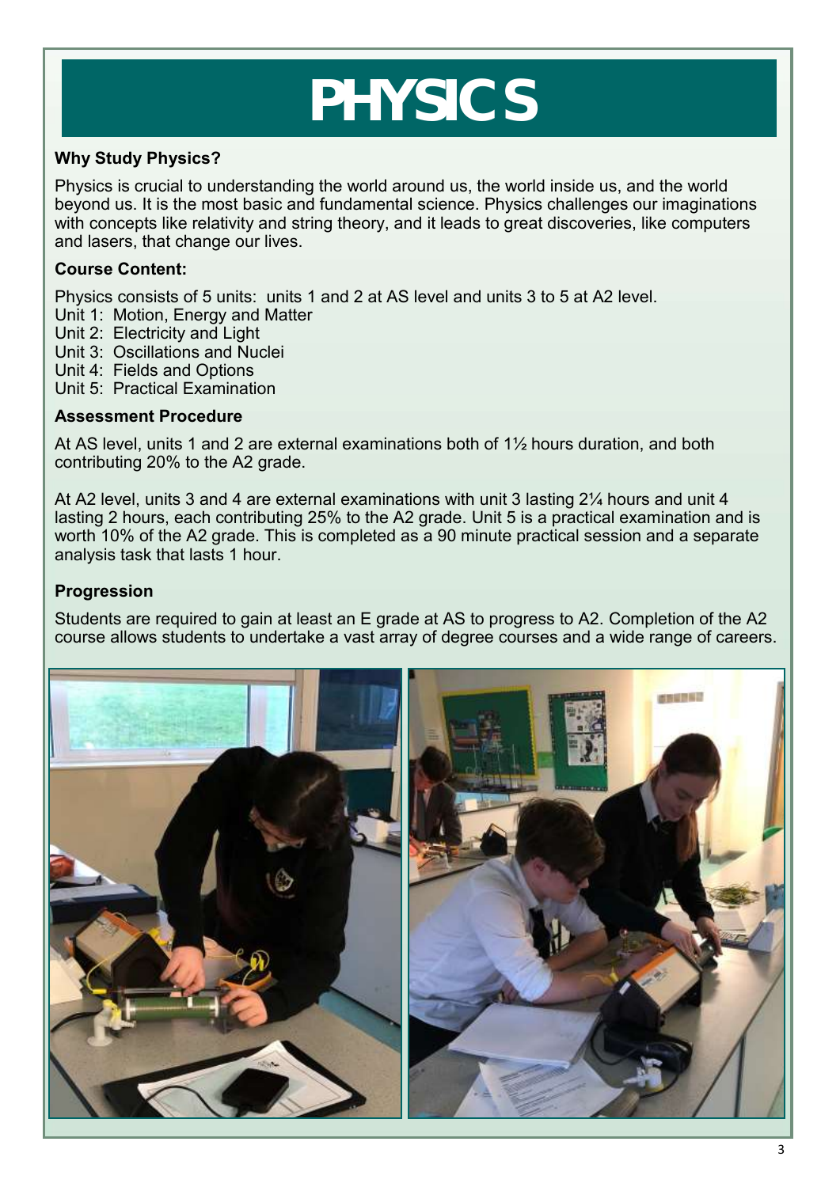# PHYSICS

**Why Study Physics?**

Physics is crucial to understanding the world around us, the world inside us, and the world beyond us. It is the most basic and fundamental science. Physics challenges our imaginations with concepts like relativity and string theory, and it leads to great discoveries, like computers and lasers, that change our lives.

**Course Content:**

Physics consists of 5 units: units 1 and 2 at AS level and units 3 to 5 at A2 level.
Unit 1: Motion, Energy and Matter
Unit 2: Electricity and Light
Unit 3: Oscillations and Nuclei
Unit 4: Fields and Options
Unit 5: Practical Examination

**Assessment Procedure**

At AS level, units 1 and 2 are external examinations both of 1½ hours duration, and both contributing 20% to the A2 grade.

At A2 level, units 3 and 4 are external examinations with unit 3 lasting 2¼ hours and unit 4 lasting 2 hours, each contributing 25% to the A2 grade. Unit 5 is a practical examination and is worth 10% of the A2 grade. This is completed as a 90 minute practical session and a separate analysis task that lasts 1 hour.

**Progression**

Students are required to gain at least an E grade at AS to progress to A2. Completion of the A2 course allows students to undertake a vast array of degree courses and a wide range of careers.